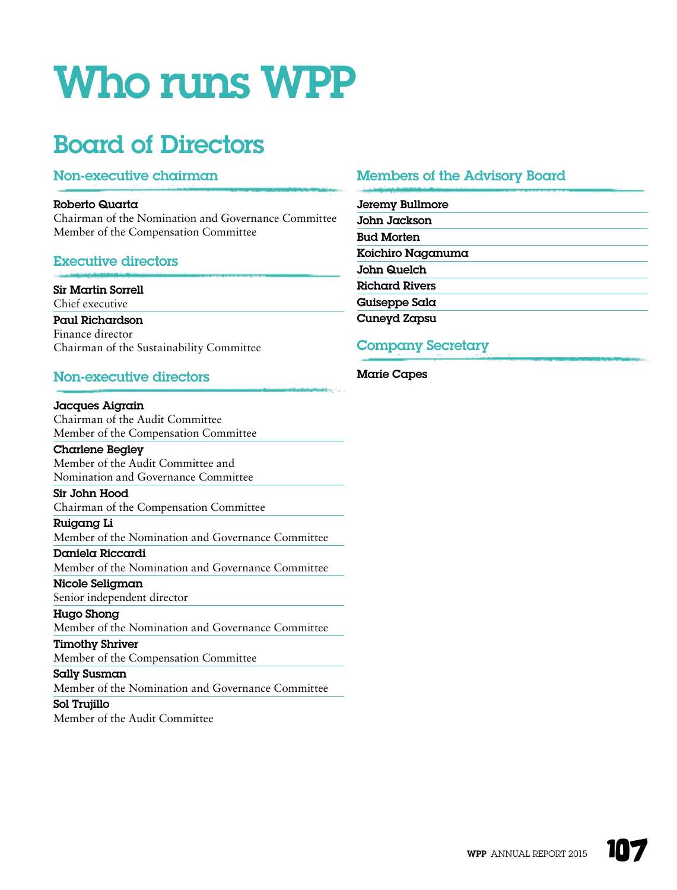# Who runs WPP

## Board of Directors

### Non-executive chairman

**Roberto Quarta**
Chairman of the Nomination and Governance Committee
Member of the Compensation Committee

### Executive directors

**Sir Martin Sorrell**
Chief executive

**Paul Richardson**
Finance director
Chairman of the Sustainability Committee

### Non-executive directors

**Jacques Aigrain**
Chairman of the Audit Committee
Member of the Compensation Committee

**Charlene Begley**
Member of the Audit Committee and
Nomination and Governance Committee

**Sir John Hood**
Chairman of the Compensation Committee

**Ruigang Li**
Member of the Nomination and Governance Committee

**Daniela Riccardi**
Member of the Nomination and Governance Committee

**Nicole Seligman**
Senior independent director

**Hugo Shong**
Member of the Nomination and Governance Committee

**Timothy Shriver**
Member of the Compensation Committee

**Sally Susman**
Member of the Nomination and Governance Committee

**Sol Trujillo**
Member of the Audit Committee

### Members of the Advisory Board

**Jeremy Bullmore**
**John Jackson**
**Bud Morten**
**Koichiro Naganuma**
**John Quelch**
**Richard Rivers**
**Guiseppe Sala**
**Cuneyd Zapsu**

### Company Secretary

**Marie Capes**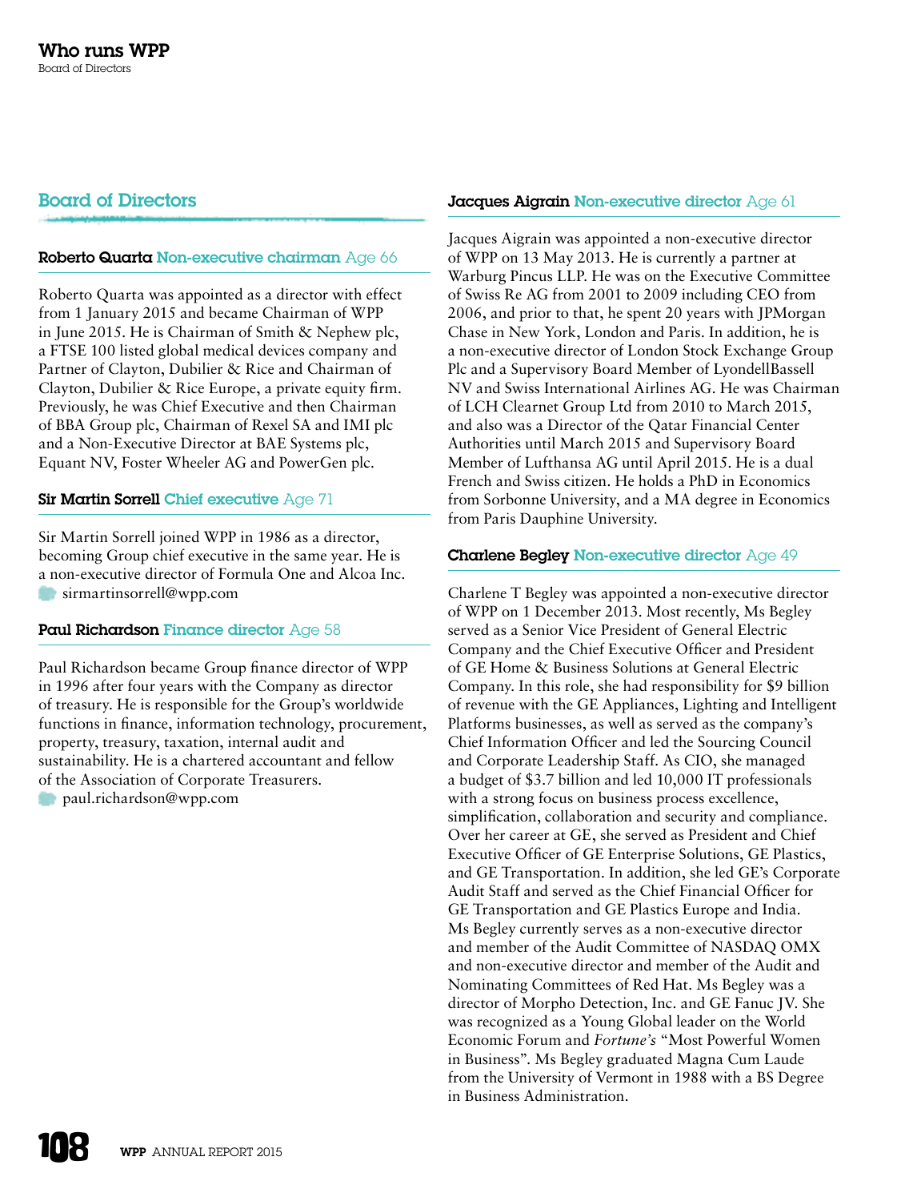# Who runs WPP

Board of Directors

## Board of Directors

### Roberto Quarta Non-executive chairman Age 66

Roberto Quarta was appointed as a director with effect from 1 January 2015 and became Chairman of WPP in June 2015. He is Chairman of Smith & Nephew plc, a FTSE 100 listed global medical devices company and Partner of Clayton, Dubilier & Rice and Chairman of Clayton, Dubilier & Rice Europe, a private equity firm. Previously, he was Chief Executive and then Chairman of BBA Group plc, Chairman of Rexel SA and IMI plc and a Non-Executive Director at BAE Systems plc, Equant NV, Foster Wheeler AG and PowerGen plc.

### Sir Martin Sorrell Chief executive Age 71

Sir Martin Sorrell joined WPP in 1986 as a director, becoming Group chief executive in the same year. He is a non-executive director of Formula One and Alcoa Inc.
sirmartinsorrell@wpp.com

### Paul Richardson Finance director Age 58

Paul Richardson became Group finance director of WPP in 1996 after four years with the Company as director of treasury. He is responsible for the Group's worldwide functions in finance, information technology, procurement, property, treasury, taxation, internal audit and sustainability. He is a chartered accountant and fellow of the Association of Corporate Treasurers.
paul.richardson@wpp.com

### Jacques Aigrain Non-executive director Age 61

Jacques Aigrain was appointed a non-executive director of WPP on 13 May 2013. He is currently a partner at Warburg Pincus LLP. He was on the Executive Committee of Swiss Re AG from 2001 to 2009 including CEO from 2006, and prior to that, he spent 20 years with JPMorgan Chase in New York, London and Paris. In addition, he is a non-executive director of London Stock Exchange Group Plc and a Supervisory Board Member of LyondellBassell NV and Swiss International Airlines AG. He was Chairman of LCH Clearnet Group Ltd from 2010 to March 2015, and also was a Director of the Qatar Financial Center Authorities until March 2015 and Supervisory Board Member of Lufthansa AG until April 2015. He is a dual French and Swiss citizen. He holds a PhD in Economics from Sorbonne University, and a MA degree in Economics from Paris Dauphine University.

### Charlene Begley Non-executive director Age 49

Charlene T Begley was appointed a non-executive director of WPP on 1 December 2013. Most recently, Ms Begley served as a Senior Vice President of General Electric Company and the Chief Executive Officer and President of GE Home & Business Solutions at General Electric Company. In this role, she had responsibility for $9 billion of revenue with the GE Appliances, Lighting and Intelligent Platforms businesses, as well as served as the company's Chief Information Officer and led the Sourcing Council and Corporate Leadership Staff. As CIO, she managed a budget of $3.7 billion and led 10,000 IT professionals with a strong focus on business process excellence, simplification, collaboration and security and compliance. Over her career at GE, she served as President and Chief Executive Officer of GE Enterprise Solutions, GE Plastics, and GE Transportation. In addition, she led GE's Corporate Audit Staff and served as the Chief Financial Officer for GE Transportation and GE Plastics Europe and India. Ms Begley currently serves as a non-executive director and member of the Audit Committee of NASDAQ OMX and non-executive director and member of the Audit and Nominating Committees of Red Hat. Ms Begley was a director of Morpho Detection, Inc. and GE Fanuc JV. She was recognized as a Young Global leader on the World Economic Forum and *Fortune's* "Most Powerful Women in Business". Ms Begley graduated Magna Cum Laude from the University of Vermont in 1988 with a BS Degree in Business Administration.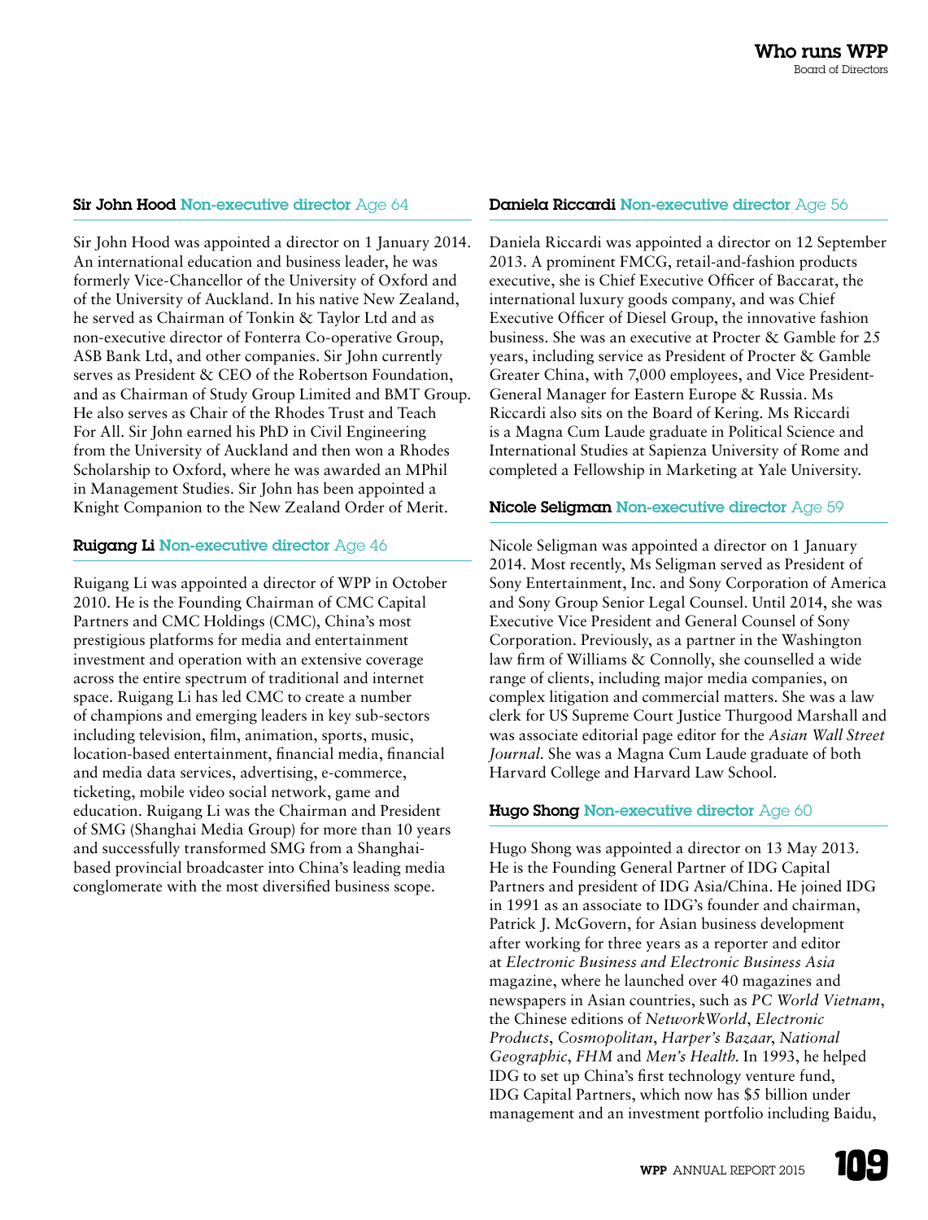### **Sir John Hood** Non-executive director Age 64

Sir John Hood was appointed a director on 1 January 2014. An international education and business leader, he was formerly Vice-Chancellor of the University of Oxford and of the University of Auckland. In his native New Zealand, he served as Chairman of Tonkin & Taylor Ltd and as non-executive director of Fonterra Co-operative Group, ASB Bank Ltd, and other companies. Sir John currently serves as President & CEO of the Robertson Foundation, and as Chairman of Study Group Limited and BMT Group. He also serves as Chair of the Rhodes Trust and Teach For All. Sir John earned his PhD in Civil Engineering from the University of Auckland and then won a Rhodes Scholarship to Oxford, where he was awarded an MPhil in Management Studies. Sir John has been appointed a Knight Companion to the New Zealand Order of Merit.

### **Ruigang Li** Non-executive director Age 46

Ruigang Li was appointed a director of WPP in October 2010. He is the Founding Chairman of CMC Capital Partners and CMC Holdings (CMC), China's most prestigious platforms for media and entertainment investment and operation with an extensive coverage across the entire spectrum of traditional and internet space. Ruigang Li has led CMC to create a number of champions and emerging leaders in key sub-sectors including television, film, animation, sports, music, location-based entertainment, financial media, financial and media data services, advertising, e-commerce, ticketing, mobile video social network, game and education. Ruigang Li was the Chairman and President of SMG (Shanghai Media Group) for more than 10 years and successfully transformed SMG from a Shanghai-based provincial broadcaster into China's leading media conglomerate with the most diversified business scope.

### **Daniela Riccardi** Non-executive director Age 56

Daniela Riccardi was appointed a director on 12 September 2013. A prominent FMCG, retail-and-fashion products executive, she is Chief Executive Officer of Baccarat, the international luxury goods company, and was Chief Executive Officer of Diesel Group, the innovative fashion business. She was an executive at Procter & Gamble for 25 years, including service as President of Procter & Gamble Greater China, with 7,000 employees, and Vice President-General Manager for Eastern Europe & Russia. Ms Riccardi also sits on the Board of Kering. Ms Riccardi is a Magna Cum Laude graduate in Political Science and International Studies at Sapienza University of Rome and completed a Fellowship in Marketing at Yale University.

### **Nicole Seligman** Non-executive director Age 59

Nicole Seligman was appointed a director on 1 January 2014. Most recently, Ms Seligman served as President of Sony Entertainment, Inc. and Sony Corporation of America and Sony Group Senior Legal Counsel. Until 2014, she was Executive Vice President and General Counsel of Sony Corporation. Previously, as a partner in the Washington law firm of Williams & Connolly, she counselled a wide range of clients, including major media companies, on complex litigation and commercial matters. She was a law clerk for US Supreme Court Justice Thurgood Marshall and was associate editorial page editor for the *Asian Wall Street Journal*. She was a Magna Cum Laude graduate of both Harvard College and Harvard Law School.

### **Hugo Shong** Non-executive director Age 60

Hugo Shong was appointed a director on 13 May 2013. He is the Founding General Partner of IDG Capital Partners and president of IDG Asia/China. He joined IDG in 1991 as an associate to IDG's founder and chairman, Patrick J. McGovern, for Asian business development after working for three years as a reporter and editor at *Electronic Business and Electronic Business Asia* magazine, where he launched over 40 magazines and newspapers in Asian countries, such as *PC World Vietnam*, the Chinese editions of *NetworkWorld*, *Electronic Products*, *Cosmopolitan*, *Harper's Bazaar*, *National Geographic*, *FHM* and *Men's Health*. In 1993, he helped IDG to set up China's first technology venture fund, IDG Capital Partners, which now has $5 billion under management and an investment portfolio including Baidu,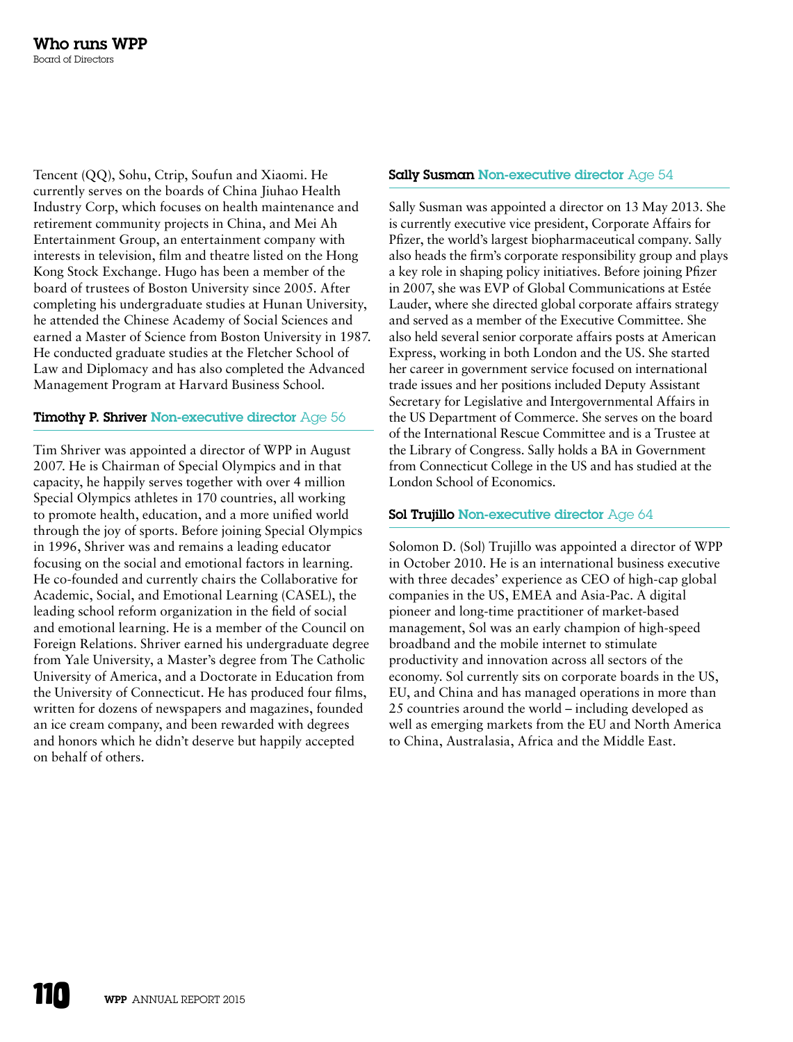Tencent (QQ), Sohu, Ctrip, Soufun and Xiaomi. He currently serves on the boards of China Jiuhao Health Industry Corp, which focuses on health maintenance and retirement community projects in China, and Mei Ah Entertainment Group, an entertainment company with interests in television, film and theatre listed on the Hong Kong Stock Exchange. Hugo has been a member of the board of trustees of Boston University since 2005. After completing his undergraduate studies at Hunan University, he attended the Chinese Academy of Social Sciences and earned a Master of Science from Boston University in 1987. He conducted graduate studies at the Fletcher School of Law and Diplomacy and has also completed the Advanced Management Program at Harvard Business School.

### **Timothy P. Shriver** Non-executive director Age 56

Tim Shriver was appointed a director of WPP in August 2007. He is Chairman of Special Olympics and in that capacity, he happily serves together with over 4 million Special Olympics athletes in 170 countries, all working to promote health, education, and a more unified world through the joy of sports. Before joining Special Olympics in 1996, Shriver was and remains a leading educator focusing on the social and emotional factors in learning. He co-founded and currently chairs the Collaborative for Academic, Social, and Emotional Learning (CASEL), the leading school reform organization in the field of social and emotional learning. He is a member of the Council on Foreign Relations. Shriver earned his undergraduate degree from Yale University, a Master's degree from The Catholic University of America, and a Doctorate in Education from the University of Connecticut. He has produced four films, written for dozens of newspapers and magazines, founded an ice cream company, and been rewarded with degrees and honors which he didn't deserve but happily accepted on behalf of others.

### **Sally Susman** Non-executive director Age 54

Sally Susman was appointed a director on 13 May 2013. She is currently executive vice president, Corporate Affairs for Pfizer, the world's largest biopharmaceutical company. Sally also heads the firm's corporate responsibility group and plays a key role in shaping policy initiatives. Before joining Pfizer in 2007, she was EVP of Global Communications at Estée Lauder, where she directed global corporate affairs strategy and served as a member of the Executive Committee. She also held several senior corporate affairs posts at American Express, working in both London and the US. She started her career in government service focused on international trade issues and her positions included Deputy Assistant Secretary for Legislative and Intergovernmental Affairs in the US Department of Commerce. She serves on the board of the International Rescue Committee and is a Trustee at the Library of Congress. Sally holds a BA in Government from Connecticut College in the US and has studied at the London School of Economics.

### **Sol Trujillo** Non-executive director Age 64

Solomon D. (Sol) Trujillo was appointed a director of WPP in October 2010. He is an international business executive with three decades' experience as CEO of high-cap global companies in the US, EMEA and Asia-Pac. A digital pioneer and long-time practitioner of market-based management, Sol was an early champion of high-speed broadband and the mobile internet to stimulate productivity and innovation across all sectors of the economy. Sol currently sits on corporate boards in the US, EU, and China and has managed operations in more than 25 countries around the world – including developed as well as emerging markets from the EU and North America to China, Australasia, Africa and the Middle East.